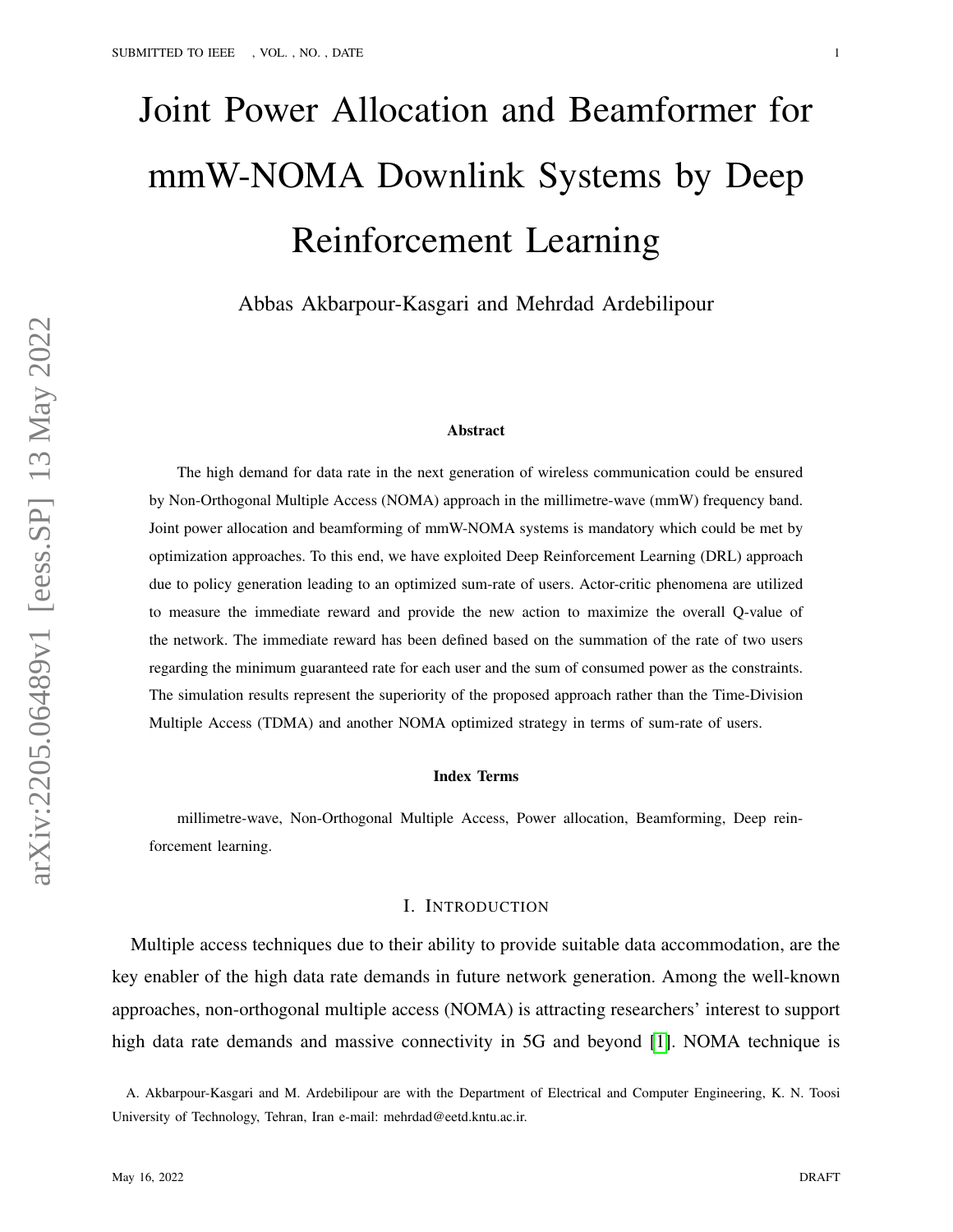# Joint Power Allocation and Beamformer for mmW-NOMA Downlink Systems by Deep Reinforcement Learning

Abbas Akbarpour-Kasgari and Mehrdad Ardebilipour

### Abstract

The high demand for data rate in the next generation of wireless communication could be ensured by Non-Orthogonal Multiple Access (NOMA) approach in the millimetre-wave (mmW) frequency band. Joint power allocation and beamforming of mmW-NOMA systems is mandatory which could be met by optimization approaches. To this end, we have exploited Deep Reinforcement Learning (DRL) approach due to policy generation leading to an optimized sum-rate of users. Actor-critic phenomena are utilized to measure the immediate reward and provide the new action to maximize the overall Q-value of the network. The immediate reward has been defined based on the summation of the rate of two users regarding the minimum guaranteed rate for each user and the sum of consumed power as the constraints. The simulation results represent the superiority of the proposed approach rather than the Time-Division Multiple Access (TDMA) and another NOMA optimized strategy in terms of sum-rate of users.

### Index Terms

millimetre-wave, Non-Orthogonal Multiple Access, Power allocation, Beamforming, Deep reinforcement learning.

## I. Introduction

Multiple access techniques due to their ability to provide suitable data accommodation, are the key enabler of the high data rate demands in future network generation. Among the well-known approaches, non-orthogonal multiple access (NOMA) is attracting researchers' interest to support high data rate demands and massive connectivity in 5G and beyond [1]. NOMA technique is

A. Akbarpour-Kasgari and M. Ardebilipour are with the Department of Electrical and Computer Engineering, K. N. Toosi University of Technology, Tehran, Iran e-mail: mehrdad@eetd.kntu.ac.ir.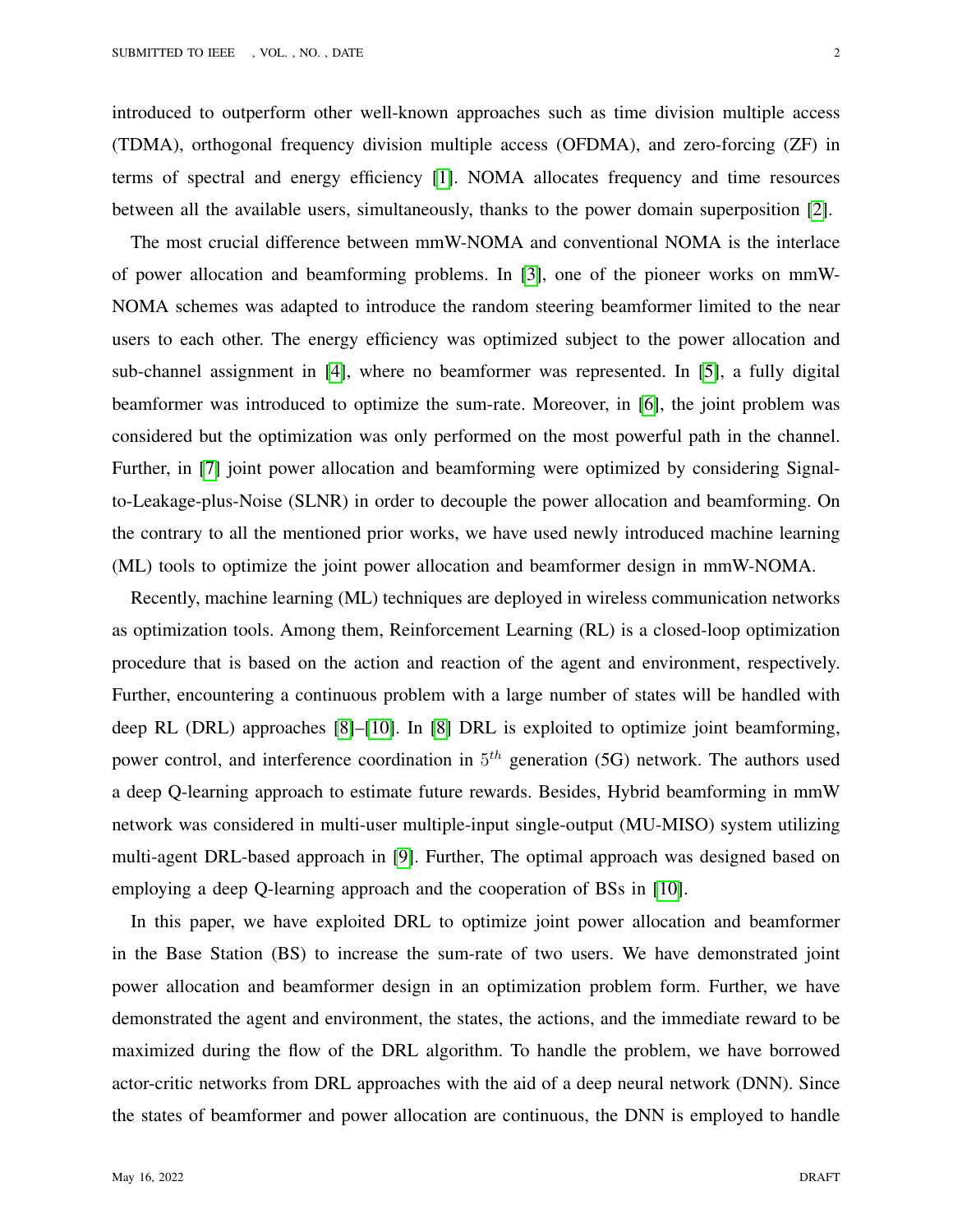introduced to outperform other well-known approaches such as time division multiple access (TDMA), orthogonal frequency division multiple access (OFDMA), and zero-forcing (ZF) in terms of spectral and energy efficiency [1]. NOMA allocates frequency and time resources between all the available users, simultaneously, thanks to the power domain superposition [2].

The most crucial difference between mmW-NOMA and conventional NOMA is the interlace of power allocation and beamforming problems. In [3], one of the pioneer works on mmW-NOMA schemes was adapted to introduce the random steering beamformer limited to the near users to each other. The energy efficiency was optimized subject to the power allocation and sub-channel assignment in [4], where no beamformer was represented. In [5], a fully digital beamformer was introduced to optimize the sum-rate. Moreover, in [6], the joint problem was considered but the optimization was only performed on the most powerful path in the channel. Further, in [7] joint power allocation and beamforming were optimized by considering Signal-to-Leakage-plus-Noise (SLNR) in order to decouple the power allocation and beamforming. On the contrary to all the mentioned prior works, we have used newly introduced machine learning (ML) tools to optimize the joint power allocation and beamformer design in mmW-NOMA.

Recently, machine learning (ML) techniques are deployed in wireless communication networks as optimization tools. Among them, Reinforcement Learning (RL) is a closed-loop optimization procedure that is based on the action and reaction of the agent and environment, respectively. Further, encountering a continuous problem with a large number of states will be handled with deep RL (DRL) approaches [8]–[10]. In [8] DRL is exploited to optimize joint beamforming, power control, and interference coordination in $5^{th}$ generation (5G) network. The authors used a deep Q-learning approach to estimate future rewards. Besides, Hybrid beamforming in mmW network was considered in multi-user multiple-input single-output (MU-MISO) system utilizing multi-agent DRL-based approach in [9]. Further, The optimal approach was designed based on employing a deep Q-learning approach and the cooperation of BSs in [10].

In this paper, we have exploited DRL to optimize joint power allocation and beamformer in the Base Station (BS) to increase the sum-rate of two users. We have demonstrated joint power allocation and beamformer design in an optimization problem form. Further, we have demonstrated the agent and environment, the states, the actions, and the immediate reward to be maximized during the flow of the DRL algorithm. To handle the problem, we have borrowed actor-critic networks from DRL approaches with the aid of a deep neural network (DNN). Since the states of beamformer and power allocation are continuous, the DNN is employed to handle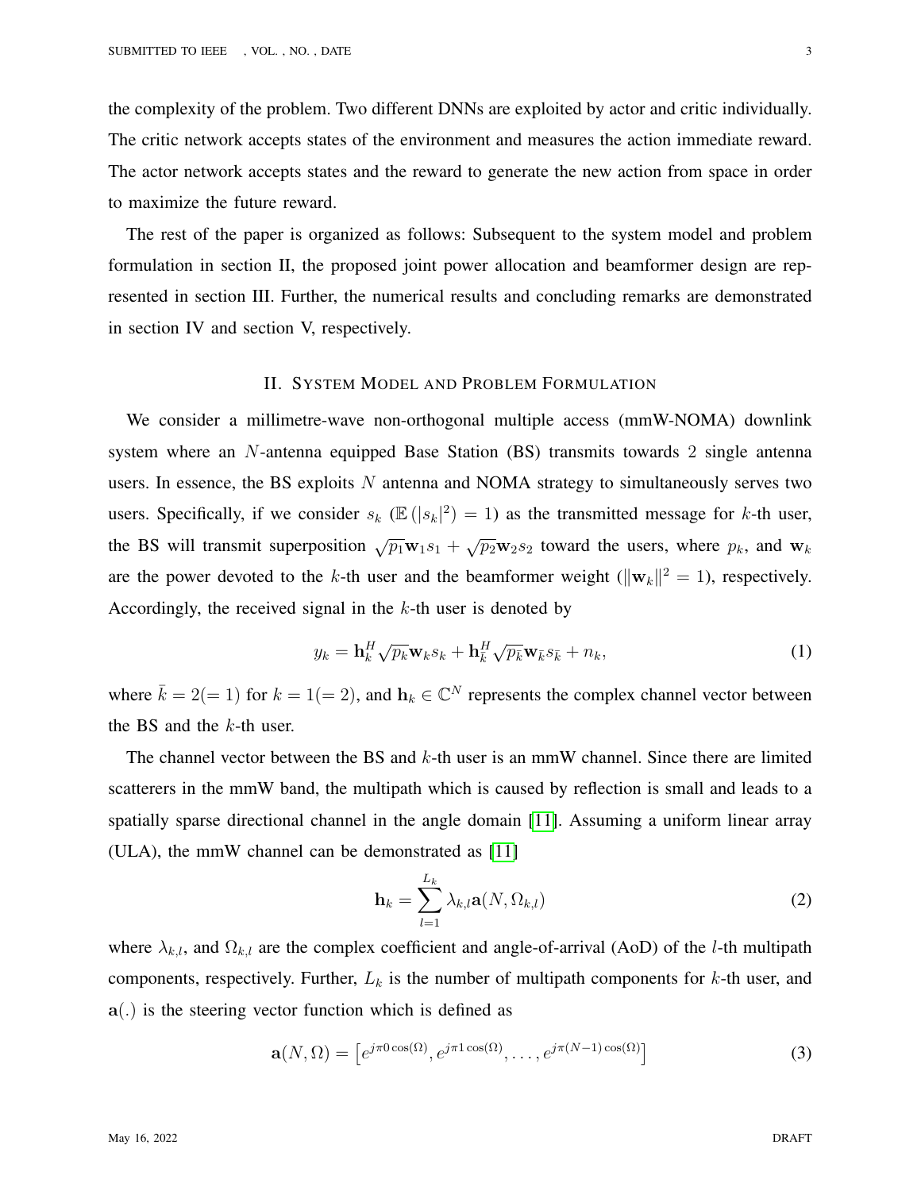the complexity of the problem. Two different DNNs are exploited by actor and critic individually. The critic network accepts states of the environment and measures the action immediate reward. The actor network accepts states and the reward to generate the new action from space in order to maximize the future reward.

The rest of the paper is organized as follows: Subsequent to the system model and problem formulation in section II, the proposed joint power allocation and beamformer design are represented in section III. Further, the numerical results and concluding remarks are demonstrated in section IV and section V, respectively.

## II. System Model and Problem Formulation

We consider a millimetre-wave non-orthogonal multiple access (mmW-NOMA) downlink system where an $N$-antenna equipped Base Station (BS) transmits towards 2 single antenna users. In essence, the BS exploits $N$ antenna and NOMA strategy to simultaneously serves two users. Specifically, if we consider $s_k$ ($\mathbb{E}\left(|s_k|^2\right) = 1$) as the transmitted message for $k$-th user, the BS will transmit superposition $\sqrt{p_1}\mathbf{w}_1 s_1 + \sqrt{p_2}\mathbf{w}_2 s_2$ toward the users, where $p_k$, and $\mathbf{w}_k$ are the power devoted to the $k$-th user and the beamformer weight ($\|\mathbf{w}_k\|^2 = 1$), respectively. Accordingly, the received signal in the $k$-th user is denoted by

$$y_k = \mathbf{h}_k^H \sqrt{p_k}\mathbf{w}_k s_k + \mathbf{h}_{\bar{k}}^H \sqrt{p_{\bar{k}}}\mathbf{w}_{\bar{k}} s_{\bar{k}} + n_k, \tag{1}$$

where $\bar{k} = 2(=1)$ for $k = 1(=2)$, and $\mathbf{h}_k \in \mathbb{C}^N$ represents the complex channel vector between the BS and the $k$-th user.

The channel vector between the BS and $k$-th user is an mmW channel. Since there are limited scatterers in the mmW band, the multipath which is caused by reflection is small and leads to a spatially sparse directional channel in the angle domain [11]. Assuming a uniform linear array (ULA), the mmW channel can be demonstrated as [11]

$$\mathbf{h}_k = \sum_{l=1}^{L_k} \lambda_{k,l}\mathbf{a}(N, \Omega_{k,l}) \tag{2}$$

where $\lambda_{k,l}$, and $\Omega_{k,l}$ are the complex coefficient and angle-of-arrival (AoD) of the $l$-th multipath components, respectively. Further, $L_k$ is the number of multipath components for $k$-th user, and $\mathbf{a}(.)$ is the steering vector function which is defined as

$$\mathbf{a}(N, \Omega) = \left[e^{j\pi 0\cos(\Omega)}, e^{j\pi 1\cos(\Omega)}, \ldots, e^{j\pi(N-1)\cos(\Omega)}\right] \tag{3}$$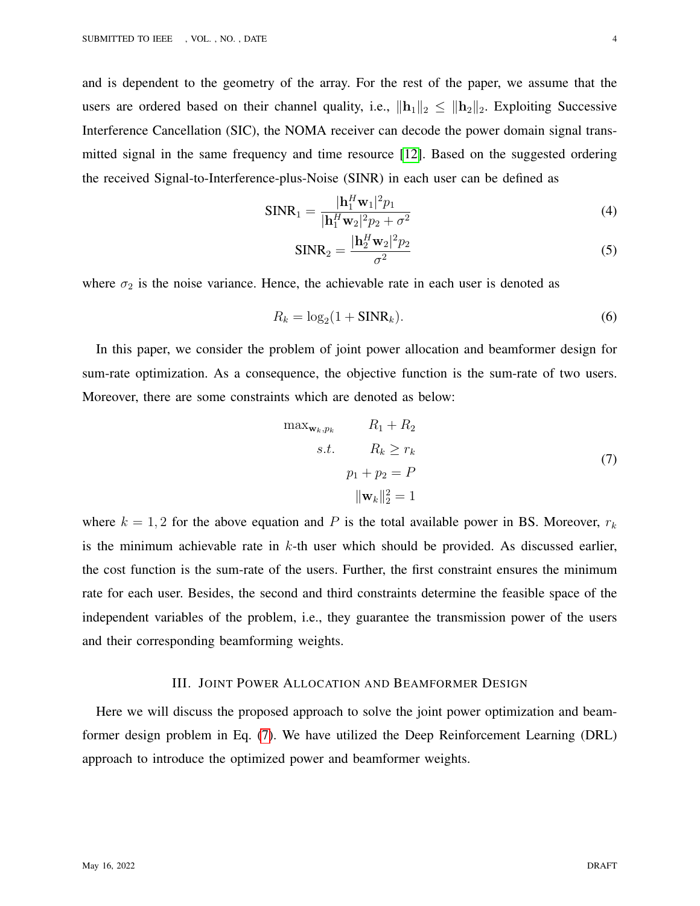and is dependent to the geometry of the array. For the rest of the paper, we assume that the users are ordered based on their channel quality, i.e., $\|\mathbf{h}_1\|_2 \leq \|\mathbf{h}_2\|_2$. Exploiting Successive Interference Cancellation (SIC), the NOMA receiver can decode the power domain signal transmitted signal in the same frequency and time resource [12]. Based on the suggested ordering the received Signal-to-Interference-plus-Noise (SINR) in each user can be defined as

$$\text{SINR}_1 = \frac{|\mathbf{h}_1^H \mathbf{w}_1|^2 p_1}{|\mathbf{h}_1^H \mathbf{w}_2|^2 p_2 + \sigma^2} \tag{4}$$

$$\text{SINR}_2 = \frac{|\mathbf{h}_2^H \mathbf{w}_2|^2 p_2}{\sigma^2} \tag{5}$$

where $\sigma_2$ is the noise variance. Hence, the achievable rate in each user is denoted as

$$R_k = \log_2(1 + \text{SINR}_k). \tag{6}$$

In this paper, we consider the problem of joint power allocation and beamformer design for sum-rate optimization. As a consequence, the objective function is the sum-rate of two users. Moreover, there are some constraints which are denoted as below:

$$\begin{aligned} \max_{\mathbf{w}_k, p_k} \quad & R_1 + R_2 \\ s.t. \quad & R_k \geq r_k \\ & p_1 + p_2 = P \\ & \|\mathbf{w}_k\|_2^2 = 1 \end{aligned} \tag{7}$$

where $k = 1, 2$ for the above equation and $P$ is the total available power in BS. Moreover, $r_k$ is the minimum achievable rate in $k$-th user which should be provided. As discussed earlier, the cost function is the sum-rate of the users. Further, the first constraint ensures the minimum rate for each user. Besides, the second and third constraints determine the feasible space of the independent variables of the problem, i.e., they guarantee the transmission power of the users and their corresponding beamforming weights.

## III. Joint Power Allocation and Beamformer Design

Here we will discuss the proposed approach to solve the joint power optimization and beamformer design problem in Eq. (7). We have utilized the Deep Reinforcement Learning (DRL) approach to introduce the optimized power and beamformer weights.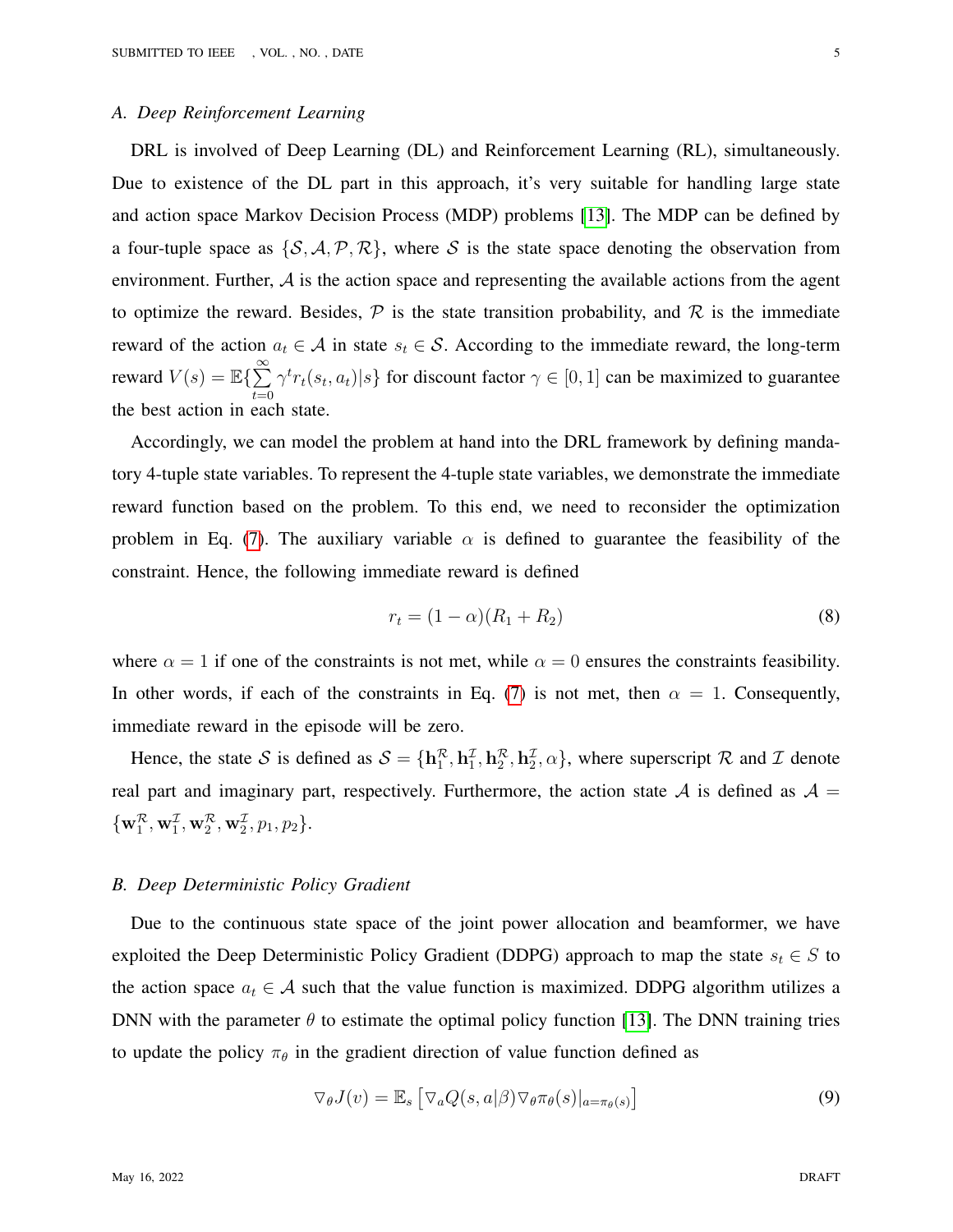### A. Deep Reinforcement Learning

DRL is involved of Deep Learning (DL) and Reinforcement Learning (RL), simultaneously. Due to existence of the DL part in this approach, it's very suitable for handling large state and action space Markov Decision Process (MDP) problems [13]. The MDP can be defined by a four-tuple space as $\{\mathcal{S}, \mathcal{A}, \mathcal{P}, \mathcal{R}\}$, where $\mathcal{S}$ is the state space denoting the observation from environment. Further, $\mathcal{A}$ is the action space and representing the available actions from the agent to optimize the reward. Besides, $\mathcal{P}$ is the state transition probability, and $\mathcal{R}$ is the immediate reward of the action $a_t \in \mathcal{A}$ in state $s_t \in \mathcal{S}$. According to the immediate reward, the long-term reward $V(s) = \mathbb{E}\{\sum_{t=0}^{\infty} \gamma^t r_t(s_t, a_t)|s\}$ for discount factor $\gamma \in [0, 1]$ can be maximized to guarantee the best action in each state.

Accordingly, we can model the problem at hand into the DRL framework by defining mandatory 4-tuple state variables. To represent the 4-tuple state variables, we demonstrate the immediate reward function based on the problem. To this end, we need to reconsider the optimization problem in Eq. (7). The auxiliary variable $\alpha$ is defined to guarantee the feasibility of the constraint. Hence, the following immediate reward is defined

$$r_t = (1 - \alpha)(R_1 + R_2) \tag{8}$$

where $\alpha = 1$ if one of the constraints is not met, while $\alpha = 0$ ensures the constraints feasibility. In other words, if each of the constraints in Eq. (7) is not met, then $\alpha = 1$. Consequently, immediate reward in the episode will be zero.

Hence, the state $\mathcal{S}$ is defined as $\mathcal{S} = \{\mathbf{h}_1^{\mathcal{R}}, \mathbf{h}_1^{\mathcal{I}}, \mathbf{h}_2^{\mathcal{R}}, \mathbf{h}_2^{\mathcal{I}}, \alpha\}$, where superscript $\mathcal{R}$ and $\mathcal{I}$ denote real part and imaginary part, respectively. Furthermore, the action state $\mathcal{A}$ is defined as $\mathcal{A} = \{\mathbf{w}_1^{\mathcal{R}}, \mathbf{w}_1^{\mathcal{I}}, \mathbf{w}_2^{\mathcal{R}}, \mathbf{w}_2^{\mathcal{I}}, p_1, p_2\}$.

### B. Deep Deterministic Policy Gradient

Due to the continuous state space of the joint power allocation and beamformer, we have exploited the Deep Deterministic Policy Gradient (DDPG) approach to map the state $s_t \in S$ to the action space $a_t \in \mathcal{A}$ such that the value function is maximized. DDPG algorithm utilizes a DNN with the parameter $\theta$ to estimate the optimal policy function [13]. The DNN training tries to update the policy $\pi_\theta$ in the gradient direction of value function defined as

$$\triangledown_\theta J(v) = \mathbb{E}_s \left[ \triangledown_a Q(s, a|\beta) \triangledown_\theta \pi_\theta(s)|_{a=\pi_\theta(s)} \right] \tag{9}$$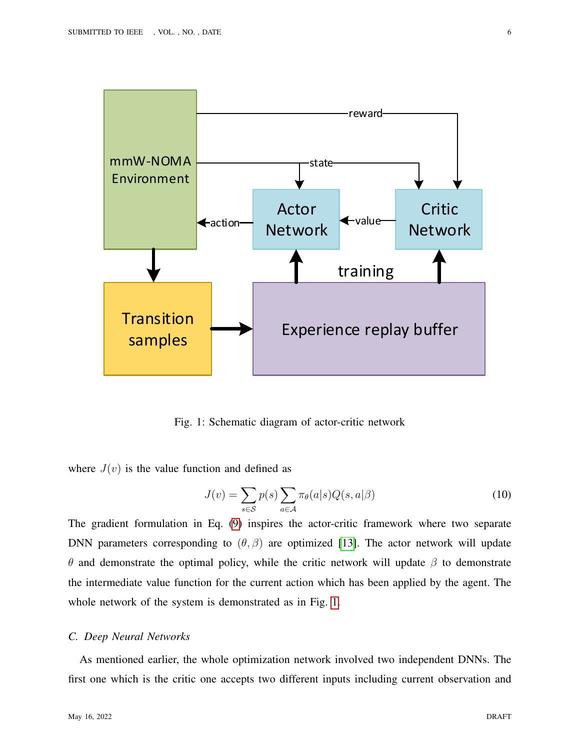Fig. 1: Schematic diagram of actor-critic network

where $J(v)$ is the value function and defined as

$$J(v) = \sum_{s \in \mathcal{S}} p(s) \sum_{a \in \mathcal{A}} \pi_\theta(a|s) Q(s, a|\beta) \tag{10}$$

The gradient formulation in Eq. (9) inspires the actor-critic framework where two separate DNN parameters corresponding to $(\theta, \beta)$ are optimized [13]. The actor network will update $\theta$ and demonstrate the optimal policy, while the critic network will update $\beta$ to demonstrate the intermediate value function for the current action which has been applied by the agent. The whole network of the system is demonstrated as in Fig. 1.

### *C. Deep Neural Networks*

As mentioned earlier, the whole optimization network involved two independent DNNs. The first one which is the critic one accepts two different inputs including current observation and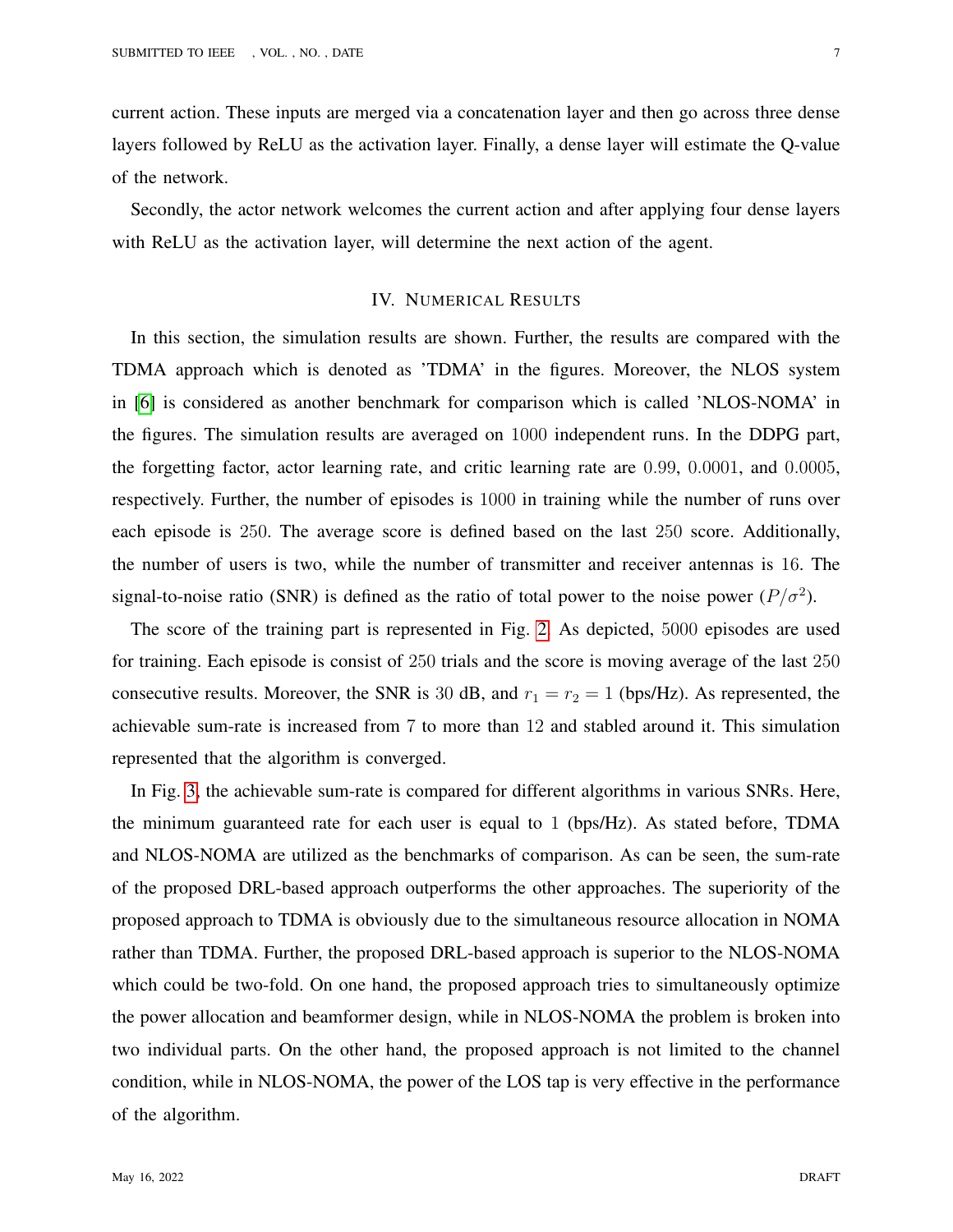current action. These inputs are merged via a concatenation layer and then go across three dense layers followed by ReLU as the activation layer. Finally, a dense layer will estimate the Q-value of the network.

Secondly, the actor network welcomes the current action and after applying four dense layers with ReLU as the activation layer, will determine the next action of the agent.

## IV. Numerical Results

In this section, the simulation results are shown. Further, the results are compared with the TDMA approach which is denoted as 'TDMA' in the figures. Moreover, the NLOS system in [6] is considered as another benchmark for comparison which is called 'NLOS-NOMA' in the figures. The simulation results are averaged on $1000$ independent runs. In the DDPG part, the forgetting factor, actor learning rate, and critic learning rate are $0.99$, $0.0001$, and $0.0005$, respectively. Further, the number of episodes is $1000$ in training while the number of runs over each episode is $250$. The average score is defined based on the last $250$ score. Additionally, the number of users is two, while the number of transmitter and receiver antennas is $16$. The signal-to-noise ratio (SNR) is defined as the ratio of total power to the noise power ($P/\sigma^2$).

The score of the training part is represented in Fig. 2. As depicted, $5000$ episodes are used for training. Each episode is consist of $250$ trials and the score is moving average of the last $250$ consecutive results. Moreover, the SNR is $30$ dB, and $r_1 = r_2 = 1$ (bps/Hz). As represented, the achievable sum-rate is increased from $7$ to more than $12$ and stabled around it. This simulation represented that the algorithm is converged.

In Fig. 3, the achievable sum-rate is compared for different algorithms in various SNRs. Here, the minimum guaranteed rate for each user is equal to $1$ (bps/Hz). As stated before, TDMA and NLOS-NOMA are utilized as the benchmarks of comparison. As can be seen, the sum-rate of the proposed DRL-based approach outperforms the other approaches. The superiority of the proposed approach to TDMA is obviously due to the simultaneous resource allocation in NOMA rather than TDMA. Further, the proposed DRL-based approach is superior to the NLOS-NOMA which could be two-fold. On one hand, the proposed approach tries to simultaneously optimize the power allocation and beamformer design, while in NLOS-NOMA the problem is broken into two individual parts. On the other hand, the proposed approach is not limited to the channel condition, while in NLOS-NOMA, the power of the LOS tap is very effective in the performance of the algorithm.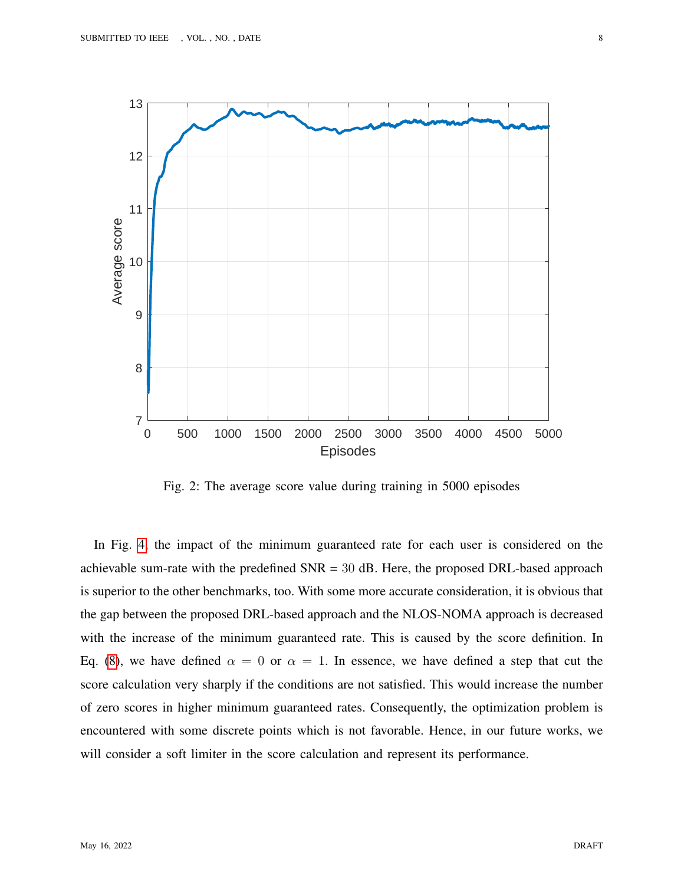Fig. 2: The average score value during training in 5000 episodes

In Fig. 4, the impact of the minimum guaranteed rate for each user is considered on the achievable sum-rate with the predefined SNR = 30 dB. Here, the proposed DRL-based approach is superior to the other benchmarks, too. With some more accurate consideration, it is obvious that the gap between the proposed DRL-based approach and the NLOS-NOMA approach is decreased with the increase of the minimum guaranteed rate. This is caused by the score definition. In Eq. (8), we have defined $\alpha = 0$ or $\alpha = 1$. In essence, we have defined a step that cut the score calculation very sharply if the conditions are not satisfied. This would increase the number of zero scores in higher minimum guaranteed rates. Consequently, the optimization problem is encountered with some discrete points which is not favorable. Hence, in our future works, we will consider a soft limiter in the score calculation and represent its performance.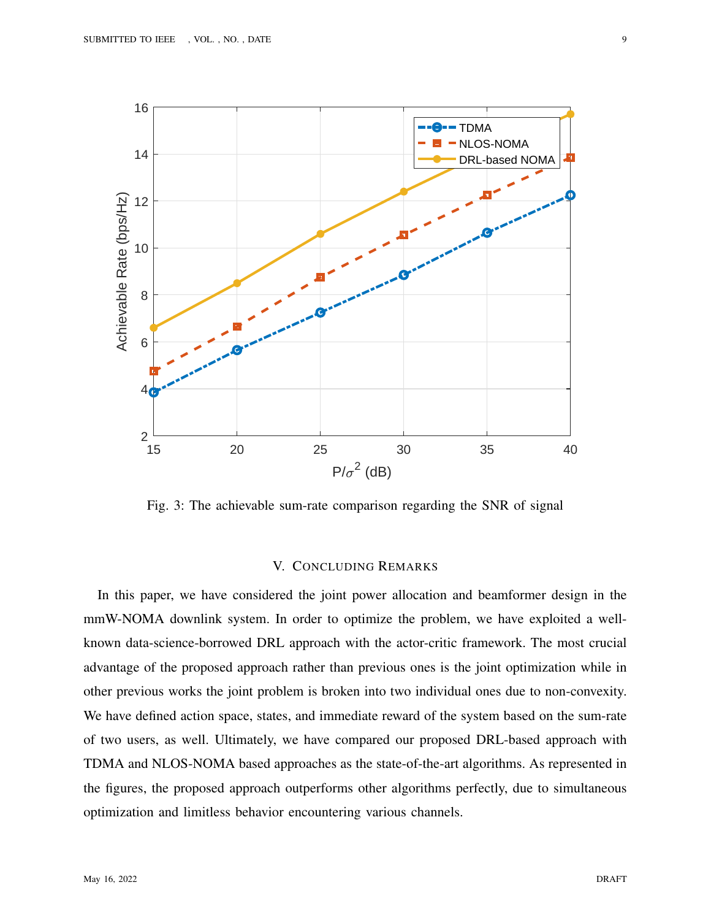Fig. 3: The achievable sum-rate comparison regarding the SNR of signal

## V. Concluding Remarks

In this paper, we have considered the joint power allocation and beamformer design in the mmW-NOMA downlink system. In order to optimize the problem, we have exploited a well-known data-science-borrowed DRL approach with the actor-critic framework. The most crucial advantage of the proposed approach rather than previous ones is the joint optimization while in other previous works the joint problem is broken into two individual ones due to non-convexity. We have defined action space, states, and immediate reward of the system based on the sum-rate of two users, as well. Ultimately, we have compared our proposed DRL-based approach with TDMA and NLOS-NOMA based approaches as the state-of-the-art algorithms. As represented in the figures, the proposed approach outperforms other algorithms perfectly, due to simultaneous optimization and limitless behavior encountering various channels.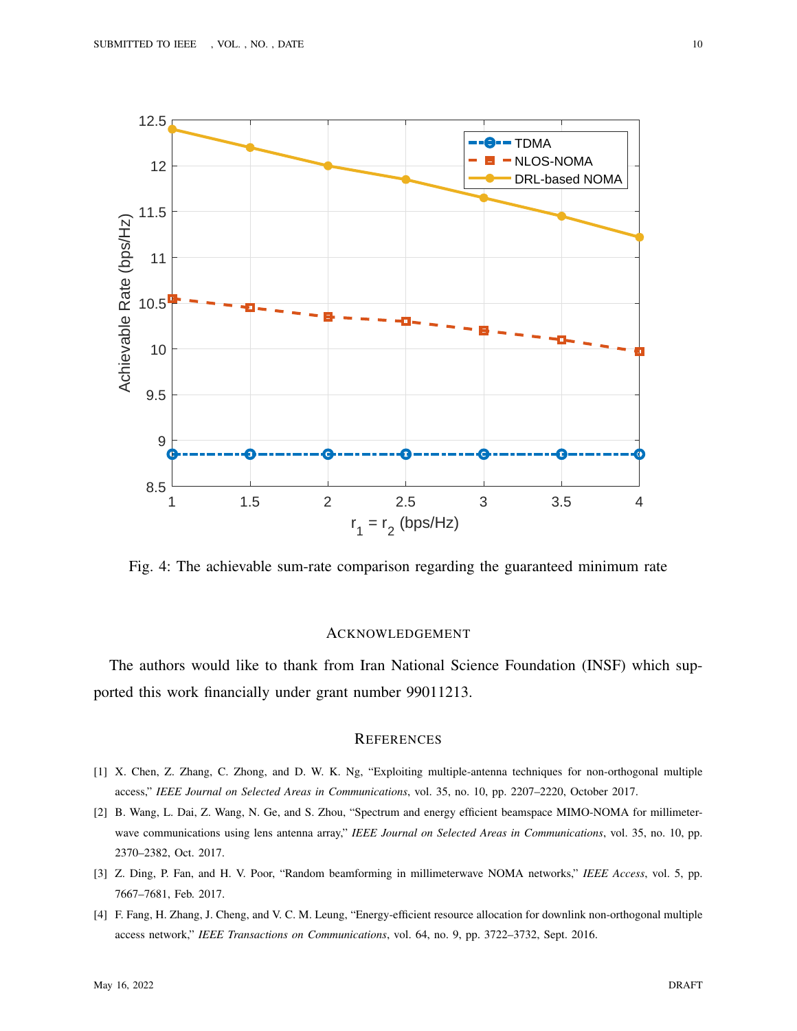Fig. 4: The achievable sum-rate comparison regarding the guaranteed minimum rate

## ACKNOWLEDGEMENT

The authors would like to thank from Iran National Science Foundation (INSF) which supported this work financially under grant number 99011213.

## REFERENCES

[1] X. Chen, Z. Zhang, C. Zhong, and D. W. K. Ng, "Exploiting multiple-antenna techniques for non-orthogonal multiple access," *IEEE Journal on Selected Areas in Communications*, vol. 35, no. 10, pp. 2207–2220, October 2017.

[2] B. Wang, L. Dai, Z. Wang, N. Ge, and S. Zhou, "Spectrum and energy efficient beamspace MIMO-NOMA for millimeter-wave communications using lens antenna array," *IEEE Journal on Selected Areas in Communications*, vol. 35, no. 10, pp. 2370–2382, Oct. 2017.

[3] Z. Ding, P. Fan, and H. V. Poor, "Random beamforming in millimeterwave NOMA networks," *IEEE Access*, vol. 5, pp. 7667–7681, Feb. 2017.

[4] F. Fang, H. Zhang, J. Cheng, and V. C. M. Leung, "Energy-efficient resource allocation for downlink non-orthogonal multiple access network," *IEEE Transactions on Communications*, vol. 64, no. 9, pp. 3722–3732, Sept. 2016.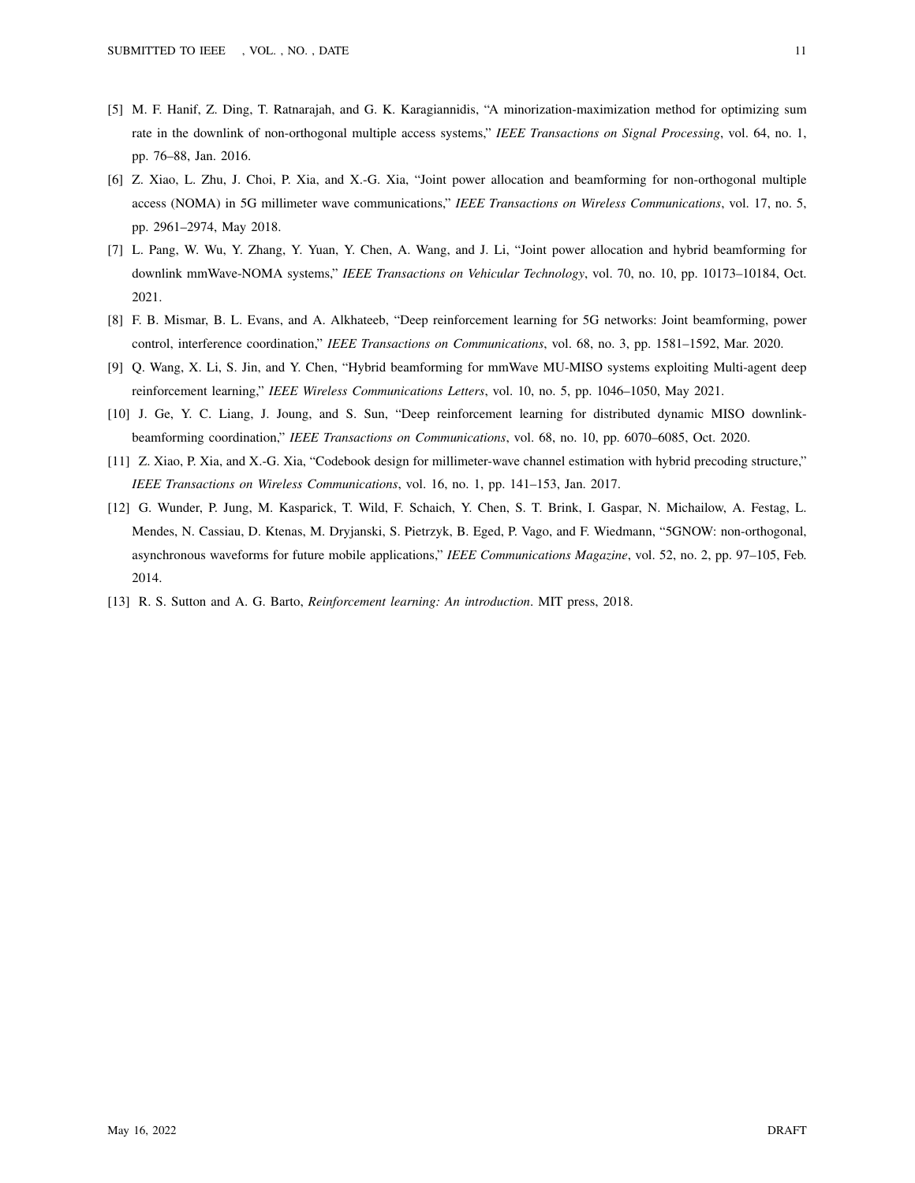[5] M. F. Hanif, Z. Ding, T. Ratnarajah, and G. K. Karagiannidis, "A minorization-maximization method for optimizing sum rate in the downlink of non-orthogonal multiple access systems," *IEEE Transactions on Signal Processing*, vol. 64, no. 1, pp. 76–88, Jan. 2016.

[6] Z. Xiao, L. Zhu, J. Choi, P. Xia, and X.-G. Xia, "Joint power allocation and beamforming for non-orthogonal multiple access (NOMA) in 5G millimeter wave communications," *IEEE Transactions on Wireless Communications*, vol. 17, no. 5, pp. 2961–2974, May 2018.

[7] L. Pang, W. Wu, Y. Zhang, Y. Yuan, Y. Chen, A. Wang, and J. Li, "Joint power allocation and hybrid beamforming for downlink mmWave-NOMA systems," *IEEE Transactions on Vehicular Technology*, vol. 70, no. 10, pp. 10173–10184, Oct. 2021.

[8] F. B. Mismar, B. L. Evans, and A. Alkhateeb, "Deep reinforcement learning for 5G networks: Joint beamforming, power control, interference coordination," *IEEE Transactions on Communications*, vol. 68, no. 3, pp. 1581–1592, Mar. 2020.

[9] Q. Wang, X. Li, S. Jin, and Y. Chen, "Hybrid beamforming for mmWave MU-MISO systems exploiting Multi-agent deep reinforcement learning," *IEEE Wireless Communications Letters*, vol. 10, no. 5, pp. 1046–1050, May 2021.

[10] J. Ge, Y. C. Liang, J. Joung, and S. Sun, "Deep reinforcement learning for distributed dynamic MISO downlink-beamforming coordination," *IEEE Transactions on Communications*, vol. 68, no. 10, pp. 6070–6085, Oct. 2020.

[11] Z. Xiao, P. Xia, and X.-G. Xia, "Codebook design for millimeter-wave channel estimation with hybrid precoding structure," *IEEE Transactions on Wireless Communications*, vol. 16, no. 1, pp. 141–153, Jan. 2017.

[12] G. Wunder, P. Jung, M. Kasparick, T. Wild, F. Schaich, Y. Chen, S. T. Brink, I. Gaspar, N. Michailow, A. Festag, L. Mendes, N. Cassiau, D. Ktenas, M. Dryjanski, S. Pietrzyk, B. Eged, P. Vago, and F. Wiedmann, "5GNOW: non-orthogonal, asynchronous waveforms for future mobile applications," *IEEE Communications Magazine*, vol. 52, no. 2, pp. 97–105, Feb. 2014.

[13] R. S. Sutton and A. G. Barto, *Reinforcement learning: An introduction*. MIT press, 2018.